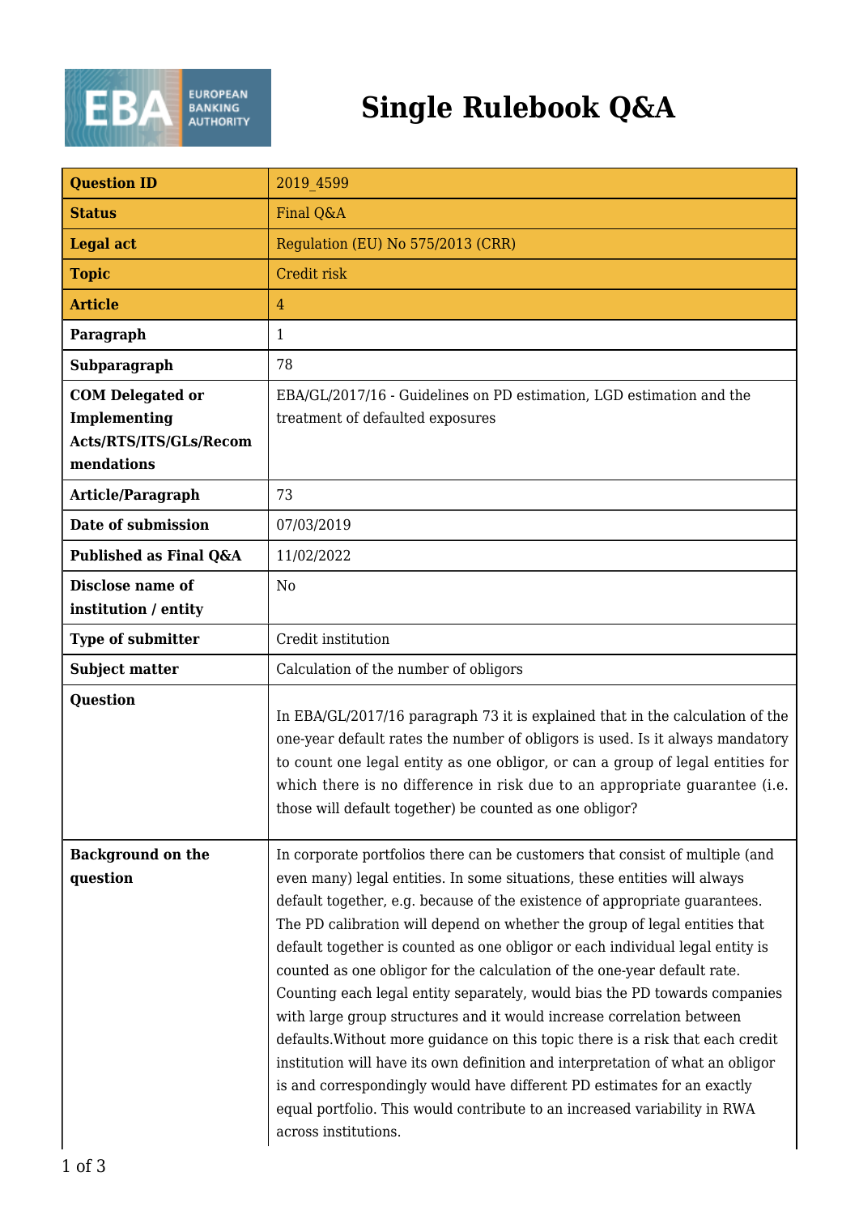# Single Rulebook Q&A

| | |
|---|---|
| **Question ID** | 2019_4599 |
| **Status** | Final Q&A |
| **Legal act** | Regulation (EU) No 575/2013 (CRR) |
| **Topic** | Credit risk |
| **Article** | 4 |
| **Paragraph** | 1 |
| **Subparagraph** | 78 |
| **COM Delegated or Implementing Acts/RTS/ITS/GLs/Recommendations** | EBA/GL/2017/16 - Guidelines on PD estimation, LGD estimation and the treatment of defaulted exposures |
| **Article/Paragraph** | 73 |
| **Date of submission** | 07/03/2019 |
| **Published as Final Q&A** | 11/02/2022 |
| **Disclose name of institution / entity** | No |
| **Type of submitter** | Credit institution |
| **Subject matter** | Calculation of the number of obligors |
| **Question** | In EBA/GL/2017/16 paragraph 73 it is explained that in the calculation of the one-year default rates the number of obligors is used. Is it always mandatory to count one legal entity as one obligor, or can a group of legal entities for which there is no difference in risk due to an appropriate guarantee (i.e. those will default together) be counted as one obligor? |
| **Background on the question** | In corporate portfolios there can be customers that consist of multiple (and even many) legal entities. In some situations, these entities will always default together, e.g. because of the existence of appropriate guarantees. The PD calibration will depend on whether the group of legal entities that default together is counted as one obligor or each individual legal entity is counted as one obligor for the calculation of the one-year default rate. Counting each legal entity separately, would bias the PD towards companies with large group structures and it would increase correlation between defaults.Without more guidance on this topic there is a risk that each credit institution will have its own definition and interpretation of what an obligor is and correspondingly would have different PD estimates for an exactly equal portfolio. This would contribute to an increased variability in RWA across institutions. |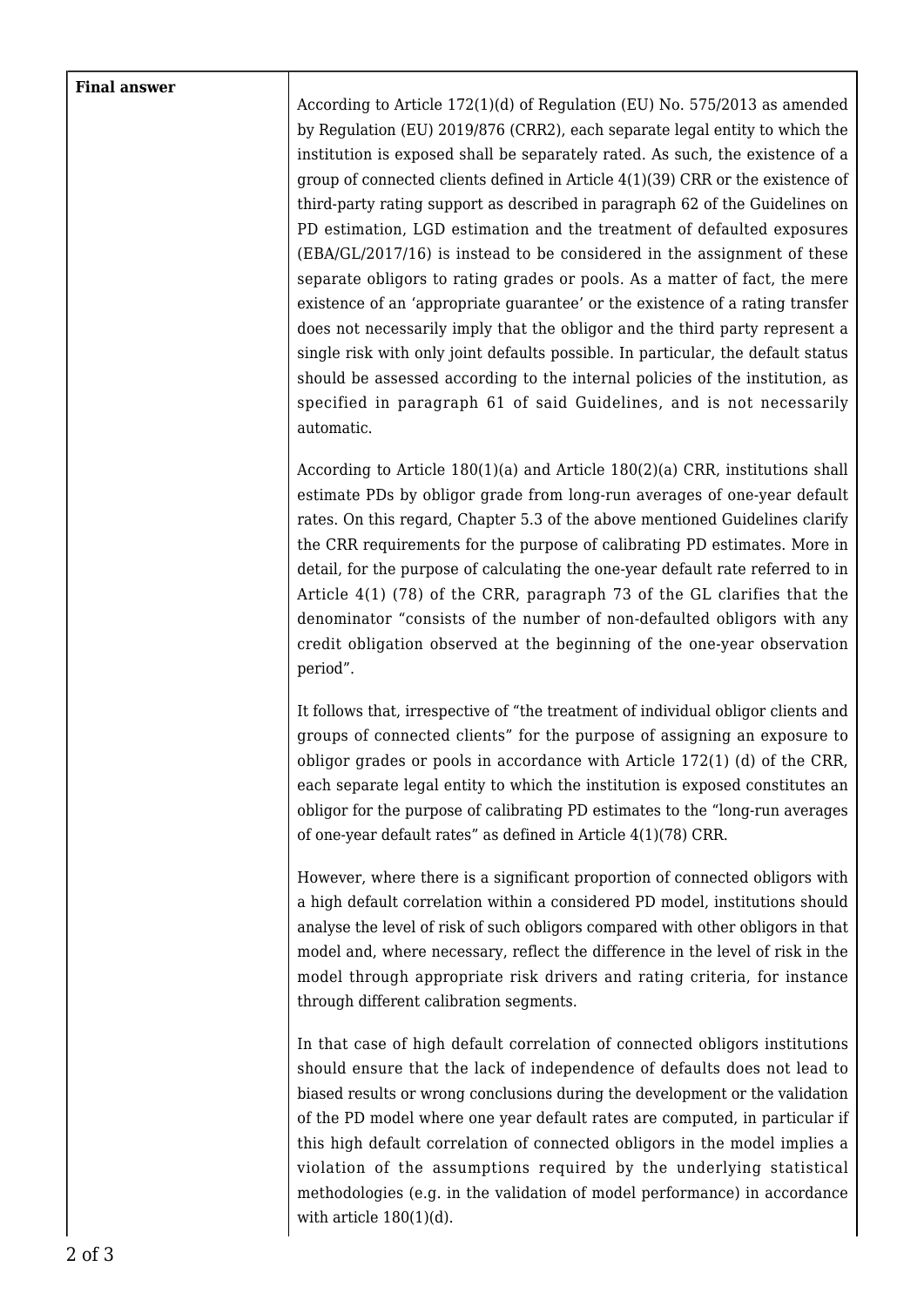| Final answer | According to Article 172(1)(d) of Regulation (EU) No. 575/2013 as amended by Regulation (EU) 2019/876 (CRR2), each separate legal entity to which the institution is exposed shall be separately rated. As such, the existence of a group of connected clients defined in Article 4(1)(39) CRR or the existence of third-party rating support as described in paragraph 62 of the Guidelines on PD estimation, LGD estimation and the treatment of defaulted exposures (EBA/GL/2017/16) is instead to be considered in the assignment of these separate obligors to rating grades or pools. As a matter of fact, the mere existence of an 'appropriate guarantee' or the existence of a rating transfer does not necessarily imply that the obligor and the third party represent a single risk with only joint defaults possible. In particular, the default status should be assessed according to the internal policies of the institution, as specified in paragraph 61 of said Guidelines, and is not necessarily automatic.<br><br>According to Article 180(1)(a) and Article 180(2)(a) CRR, institutions shall estimate PDs by obligor grade from long-run averages of one-year default rates. On this regard, Chapter 5.3 of the above mentioned Guidelines clarify the CRR requirements for the purpose of calibrating PD estimates. More in detail, for the purpose of calculating the one-year default rate referred to in Article 4(1) (78) of the CRR, paragraph 73 of the GL clarifies that the denominator "consists of the number of non-defaulted obligors with any credit obligation observed at the beginning of the one-year observation period".<br><br>It follows that, irrespective of "the treatment of individual obligor clients and groups of connected clients" for the purpose of assigning an exposure to obligor grades or pools in accordance with Article 172(1) (d) of the CRR, each separate legal entity to which the institution is exposed constitutes an obligor for the purpose of calibrating PD estimates to the "long-run averages of one-year default rates" as defined in Article 4(1)(78) CRR.<br><br>However, where there is a significant proportion of connected obligors with a high default correlation within a considered PD model, institutions should analyse the level of risk of such obligors compared with other obligors in that model and, where necessary, reflect the difference in the level of risk in the model through appropriate risk drivers and rating criteria, for instance through different calibration segments.<br><br>In that case of high default correlation of connected obligors institutions should ensure that the lack of independence of defaults does not lead to biased results or wrong conclusions during the development or the validation of the PD model where one year default rates are computed, in particular if this high default correlation of connected obligors in the model implies a violation of the assumptions required by the underlying statistical methodologies (e.g. in the validation of model performance) in accordance with article 180(1)(d). |
| --- | --- |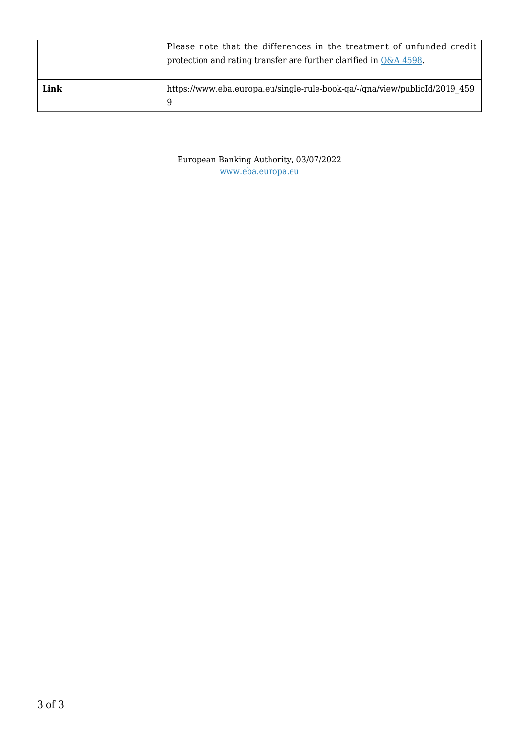| | |
|---|---|
| | Please note that the differences in the treatment of unfunded credit protection and rating transfer are further clarified in Q&A 4598. |
| **Link** | https://www.eba.europa.eu/single-rule-book-qa/-/qna/view/publicId/2019_4599 |

European Banking Authority, 03/07/2022
www.eba.europa.eu